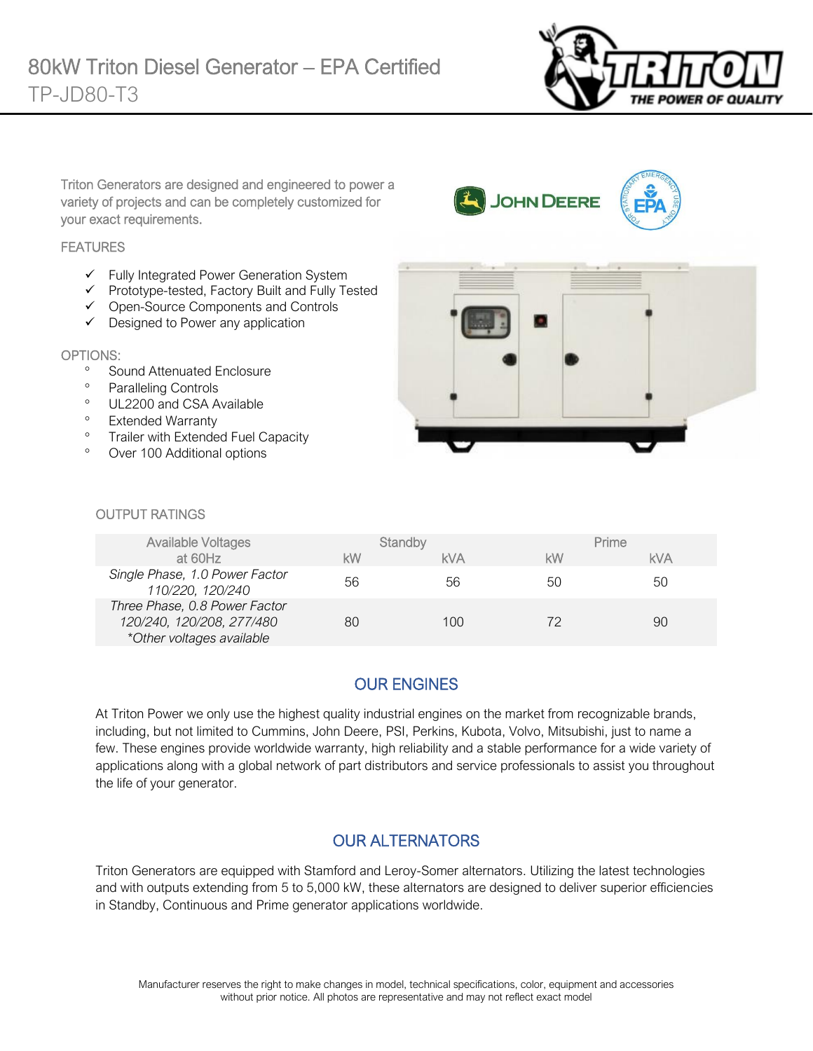# 80kW Triton Diesel Generator – EPA Certified

## TP-JD80-T3

Triton Generators are designed and engineered to power a variety of projects and can be completely customized for your exact requirements.

### FEATURES

- ✓ Fully Integrated Power Generation System
- ✓ Prototype-tested, Factory Built and Fully Tested
- ✓ Open-Source Components and Controls
- ✓ Designed to Power any application

### OPTIONS:

- Sound Attenuated Enclosure
- Paralleling Controls
- UL2200 and CSA Available
- Extended Warranty
- Trailer with Extended Fuel Capacity
- Over 100 Additional options

### OUTPUT RATINGS

| Available Voltages at 60Hz | Standby | | Prime | |
|---|---|---|---|---|
| | kW | kVA | kW | kVA |
| *Single Phase, 1.0 Power Factor 110/220, 120/240* | 56 | 56 | 50 | 50 |
| *Three Phase, 0.8 Power Factor 120/240, 120/208, 277/480 \*Other voltages available* | 80 | 100 | 72 | 90 |

## OUR ENGINES

At Triton Power we only use the highest quality industrial engines on the market from recognizable brands, including, but not limited to Cummins, John Deere, PSI, Perkins, Kubota, Volvo, Mitsubishi, just to name a few. These engines provide worldwide warranty, high reliability and a stable performance for a wide variety of applications along with a global network of part distributors and service professionals to assist you throughout the life of your generator.

## OUR ALTERNATORS

Triton Generators are equipped with Stamford and Leroy-Somer alternators. Utilizing the latest technologies and with outputs extending from 5 to 5,000 kW, these alternators are designed to deliver superior efficiencies in Standby, Continuous and Prime generator applications worldwide.

Manufacturer reserves the right to make changes in model, technical specifications, color, equipment and accessories without prior notice. All photos are representative and may not reflect exact model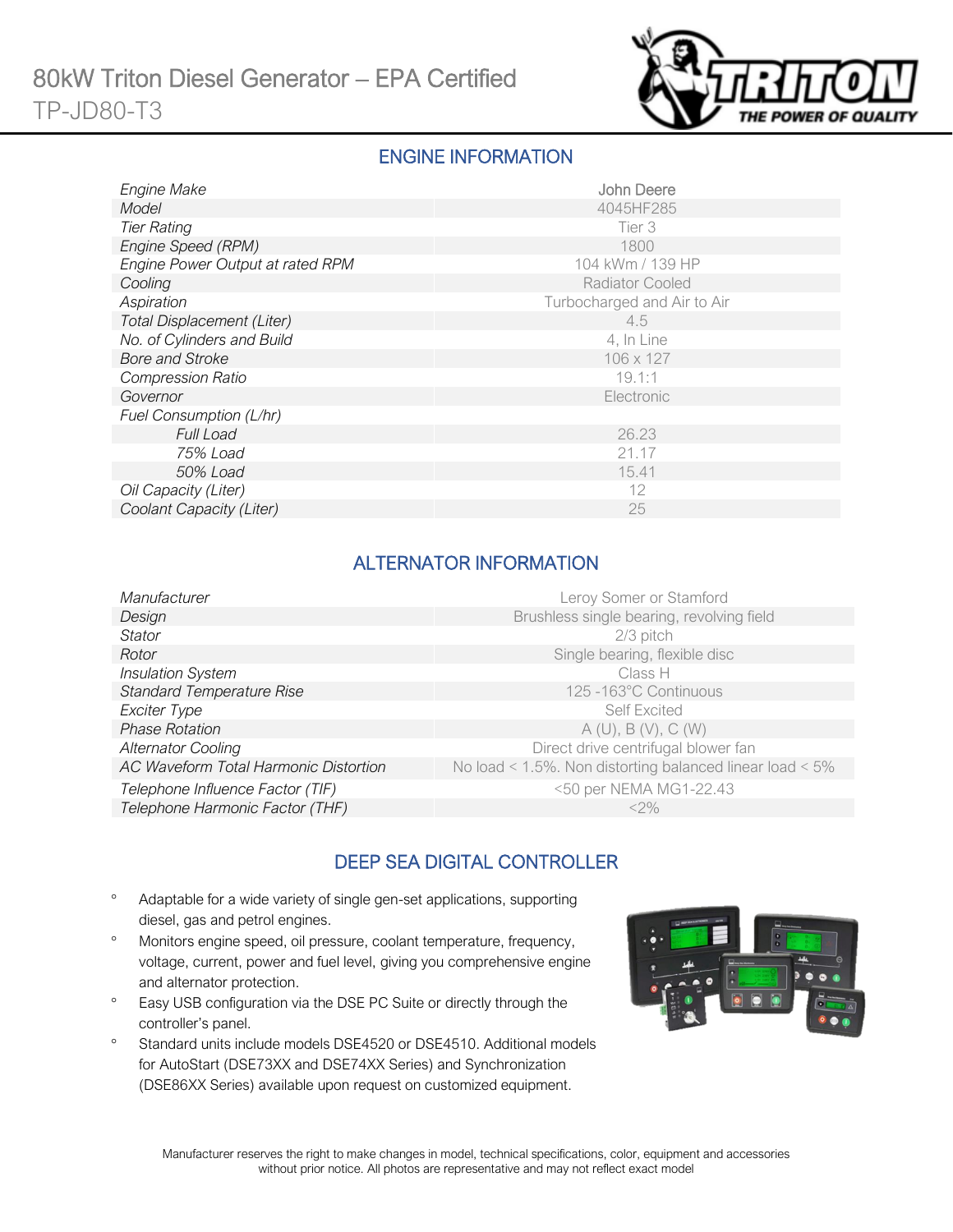# 80kW Triton Diesel Generator – EPA Certified

## TP-JD80-T3

## ENGINE INFORMATION

| | |
|---|---|
| *Engine Make* | John Deere |
| *Model* | 4045HF285 |
| *Tier Rating* | Tier 3 |
| *Engine Speed (RPM)* | 1800 |
| *Engine Power Output at rated RPM* | 104 kWm / 139 HP |
| *Cooling* | Radiator Cooled |
| *Aspiration* | Turbocharged and Air to Air |
| *Total Displacement (Liter)* | 4.5 |
| *No. of Cylinders and Build* | 4, In Line |
| *Bore and Stroke* | 106 x 127 |
| *Compression Ratio* | 19.1:1 |
| *Governor* | Electronic |
| *Fuel Consumption (L/hr)* | |
| *Full Load* | 26.23 |
| *75% Load* | 21.17 |
| *50% Load* | 15.41 |
| *Oil Capacity (Liter)* | 12 |
| *Coolant Capacity (Liter)* | 25 |

## ALTERNATOR INFORMATION

| | |
|---|---|
| *Manufacturer* | Leroy Somer or Stamford |
| *Design* | Brushless single bearing, revolving field |
| *Stator* | 2/3 pitch |
| *Rotor* | Single bearing, flexible disc |
| *Insulation System* | Class H |
| *Standard Temperature Rise* | 125 -163°C Continuous |
| *Exciter Type* | Self Excited |
| *Phase Rotation* | A (U), B (V), C (W) |
| *Alternator Cooling* | Direct drive centrifugal blower fan |
| *AC Waveform Total Harmonic Distortion* | No load < 1.5%. Non distorting balanced linear load < 5% |
| *Telephone Influence Factor (TIF)* | <50 per NEMA MG1-22.43 |
| *Telephone Harmonic Factor (THF)* | <2% |

## DEEP SEA DIGITAL CONTROLLER

- Adaptable for a wide variety of single gen-set applications, supporting diesel, gas and petrol engines.
- Monitors engine speed, oil pressure, coolant temperature, frequency, voltage, current, power and fuel level, giving you comprehensive engine and alternator protection.
- Easy USB configuration via the DSE PC Suite or directly through the controller's panel.
- Standard units include models DSE4520 or DSE4510. Additional models for AutoStart (DSE73XX and DSE74XX Series) and Synchronization (DSE86XX Series) available upon request on customized equipment.

Manufacturer reserves the right to make changes in model, technical specifications, color, equipment and accessories without prior notice. All photos are representative and may not reflect exact model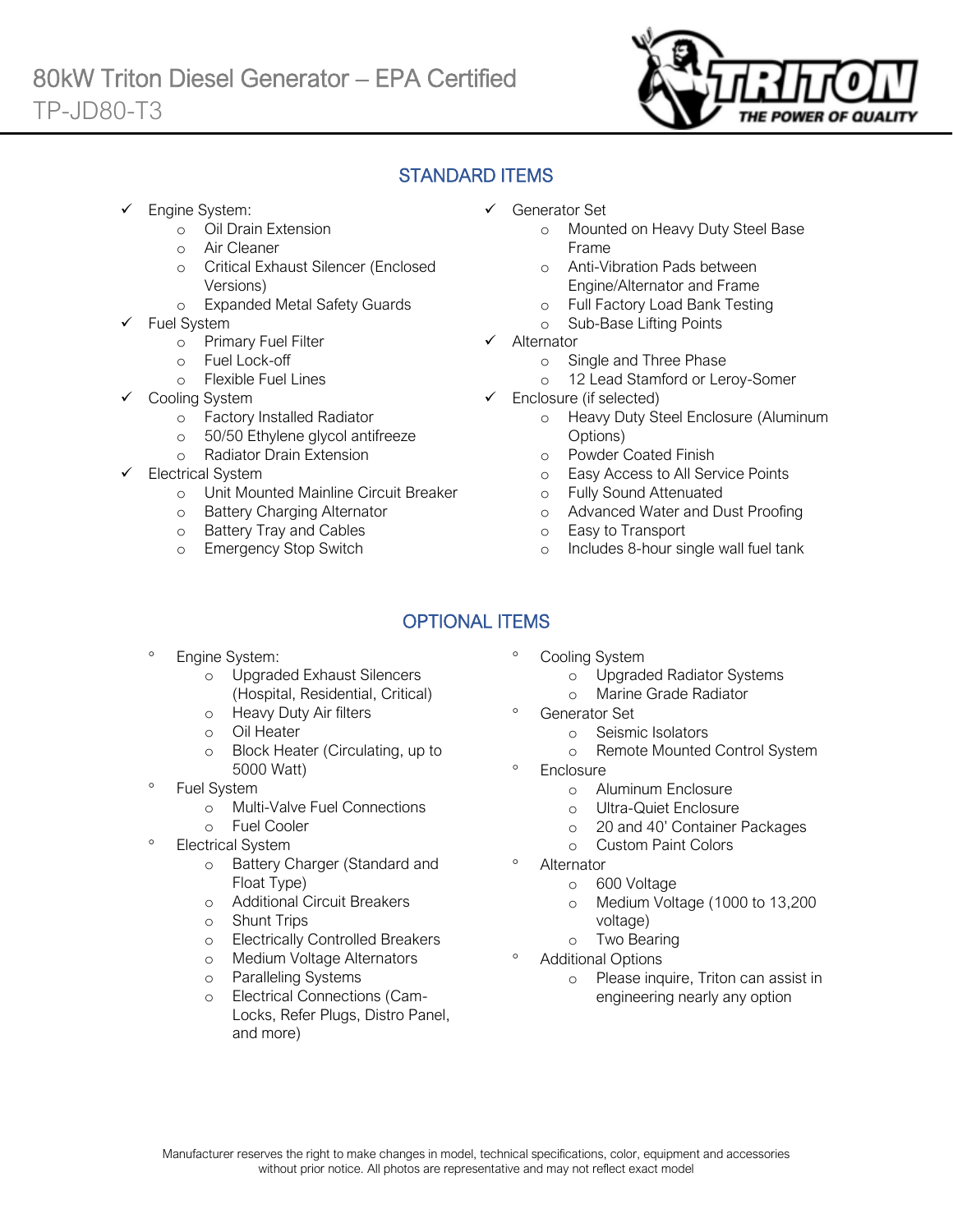# 80kW Triton Diesel Generator – EPA Certified

TP-JD80-T3

## STANDARD ITEMS

- ✓ Engine System:
  - Oil Drain Extension
  - Air Cleaner
  - Critical Exhaust Silencer (Enclosed Versions)
  - Expanded Metal Safety Guards
- ✓ Fuel System
  - Primary Fuel Filter
  - Fuel Lock-off
  - Flexible Fuel Lines
- ✓ Cooling System
  - Factory Installed Radiator
  - 50/50 Ethylene glycol antifreeze
  - Radiator Drain Extension
- ✓ Electrical System
  - Unit Mounted Mainline Circuit Breaker
  - Battery Charging Alternator
  - Battery Tray and Cables
  - Emergency Stop Switch
- ✓ Generator Set
  - Mounted on Heavy Duty Steel Base Frame
  - Anti-Vibration Pads between Engine/Alternator and Frame
  - Full Factory Load Bank Testing
  - Sub-Base Lifting Points
- ✓ Alternator
  - Single and Three Phase
  - 12 Lead Stamford or Leroy-Somer
- ✓ Enclosure (if selected)
  - Heavy Duty Steel Enclosure (Aluminum Options)
  - Powder Coated Finish
  - Easy Access to All Service Points
  - Fully Sound Attenuated
  - Advanced Water and Dust Proofing
  - Easy to Transport
  - Includes 8-hour single wall fuel tank

## OPTIONAL ITEMS

- Engine System:
  - Upgraded Exhaust Silencers (Hospital, Residential, Critical)
  - Heavy Duty Air filters
  - Oil Heater
  - Block Heater (Circulating, up to 5000 Watt)
- Fuel System
  - Multi-Valve Fuel Connections
  - Fuel Cooler
- Electrical System
  - Battery Charger (Standard and Float Type)
  - Additional Circuit Breakers
  - Shunt Trips
  - Electrically Controlled Breakers
  - Medium Voltage Alternators
  - Paralleling Systems
  - Electrical Connections (Cam-Locks, Refer Plugs, Distro Panel, and more)
- Cooling System
  - Upgraded Radiator Systems
  - Marine Grade Radiator
- Generator Set
  - Seismic Isolators
  - Remote Mounted Control System
- Enclosure
  - Aluminum Enclosure
  - Ultra-Quiet Enclosure
  - 20 and 40' Container Packages
  - Custom Paint Colors
- Alternator
  - 600 Voltage
  - Medium Voltage (1000 to 13,200 voltage)
  - Two Bearing
- Additional Options
  - Please inquire, Triton can assist in engineering nearly any option

Manufacturer reserves the right to make changes in model, technical specifications, color, equipment and accessories without prior notice. All photos are representative and may not reflect exact model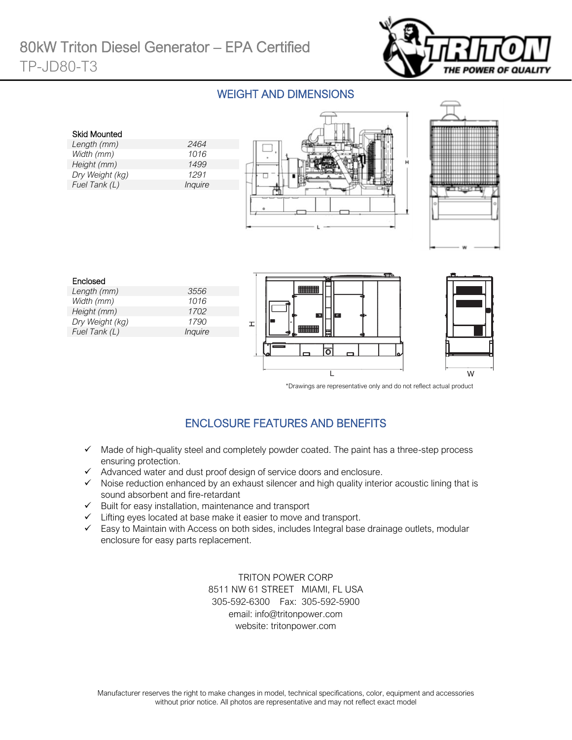# 80kW Triton Diesel Generator – EPA Certified

TP-JD80-T3

## WEIGHT AND DIMENSIONS

**Skid Mounted**

| | |
|---|---|
| *Length (mm)* | *2464* |
| *Width (mm)* | *1016* |
| *Height (mm)* | *1499* |
| *Dry Weight (kg)* | *1291* |
| *Fuel Tank (L)* | *Inquire* |

H

L

W

**Enclosed**

| | |
|---|---|
| *Length (mm)* | *3556* |
| *Width (mm)* | *1016* |
| *Height (mm)* | *1702* |
| *Dry Weight (kg)* | *1790* |
| *Fuel Tank (L)* | *Inquire* |

H

L

W

*Drawings are representative only and do not reflect actual product

## ENCLOSURE FEATURES AND BENEFITS

- ✓ Made of high-quality steel and completely powder coated. The paint has a three-step process ensuring protection.
- ✓ Advanced water and dust proof design of service doors and enclosure.
- ✓ Noise reduction enhanced by an exhaust silencer and high quality interior acoustic lining that is sound absorbent and fire-retardant
- ✓ Built for easy installation, maintenance and transport
- ✓ Lifting eyes located at base make it easier to move and transport.
- ✓ Easy to Maintain with Access on both sides, includes Integral base drainage outlets, modular enclosure for easy parts replacement.

TRITON POWER CORP
8511 NW 61 STREET MIAMI, FL USA
305-592-6300 Fax: 305-592-5900
email: info@tritonpower.com
website: tritonpower.com

Manufacturer reserves the right to make changes in model, technical specifications, color, equipment and accessories without prior notice. All photos are representative and may not reflect exact model